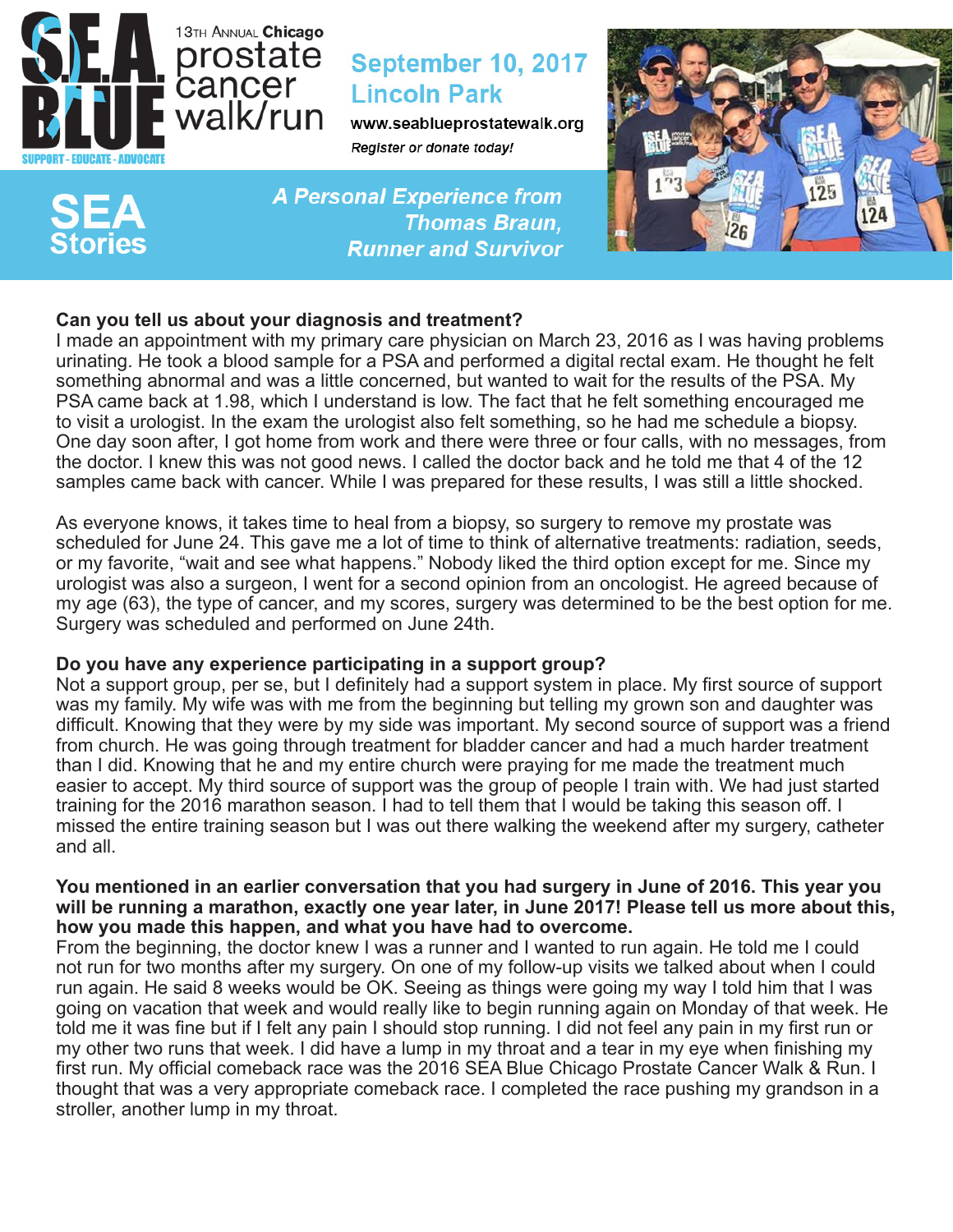# S.E.A. BLUE

SUPPORT - EDUCATE - ADVOCATE

13th Annual **Chicago** prostate cancer walk/run

**September 10, 2017**
**Lincoln Park**

www.seablueprostatewalk.org

*Register or donate today!*

## SEA Stories

***A Personal Experience from Thomas Braun, Runner and Survivor***

**Can you tell us about your diagnosis and treatment?**

I made an appointment with my primary care physician on March 23, 2016 as I was having problems urinating. He took a blood sample for a PSA and performed a digital rectal exam. He thought he felt something abnormal and was a little concerned, but wanted to wait for the results of the PSA. My PSA came back at 1.98, which I understand is low. The fact that he felt something encouraged me to visit a urologist. In the exam the urologist also felt something, so he had me schedule a biopsy. One day soon after, I got home from work and there were three or four calls, with no messages, from the doctor. I knew this was not good news. I called the doctor back and he told me that 4 of the 12 samples came back with cancer. While I was prepared for these results, I was still a little shocked.

As everyone knows, it takes time to heal from a biopsy, so surgery to remove my prostate was scheduled for June 24. This gave me a lot of time to think of alternative treatments: radiation, seeds, or my favorite, "wait and see what happens." Nobody liked the third option except for me. Since my urologist was also a surgeon, I went for a second opinion from an oncologist. He agreed because of my age (63), the type of cancer, and my scores, surgery was determined to be the best option for me. Surgery was scheduled and performed on June 24th.

**Do you have any experience participating in a support group?**

Not a support group, per se, but I definitely had a support system in place. My first source of support was my family. My wife was with me from the beginning but telling my grown son and daughter was difficult. Knowing that they were by my side was important. My second source of support was a friend from church. He was going through treatment for bladder cancer and had a much harder treatment than I did. Knowing that he and my entire church were praying for me made the treatment much easier to accept. My third source of support was the group of people I train with. We had just started training for the 2016 marathon season. I had to tell them that I would be taking this season off. I missed the entire training season but I was out there walking the weekend after my surgery, catheter and all.

**You mentioned in an earlier conversation that you had surgery in June of 2016. This year you will be running a marathon, exactly one year later, in June 2017! Please tell us more about this, how you made this happen, and what you have had to overcome.**

From the beginning, the doctor knew I was a runner and I wanted to run again. He told me I could not run for two months after my surgery. On one of my follow-up visits we talked about when I could run again. He said 8 weeks would be OK. Seeing as things were going my way I told him that I was going on vacation that week and would really like to begin running again on Monday of that week. He told me it was fine but if I felt any pain I should stop running. I did not feel any pain in my first run or my other two runs that week. I did have a lump in my throat and a tear in my eye when finishing my first run. My official comeback race was the 2016 SEA Blue Chicago Prostate Cancer Walk & Run. I thought that was a very appropriate comeback race. I completed the race pushing my grandson in a stroller, another lump in my throat.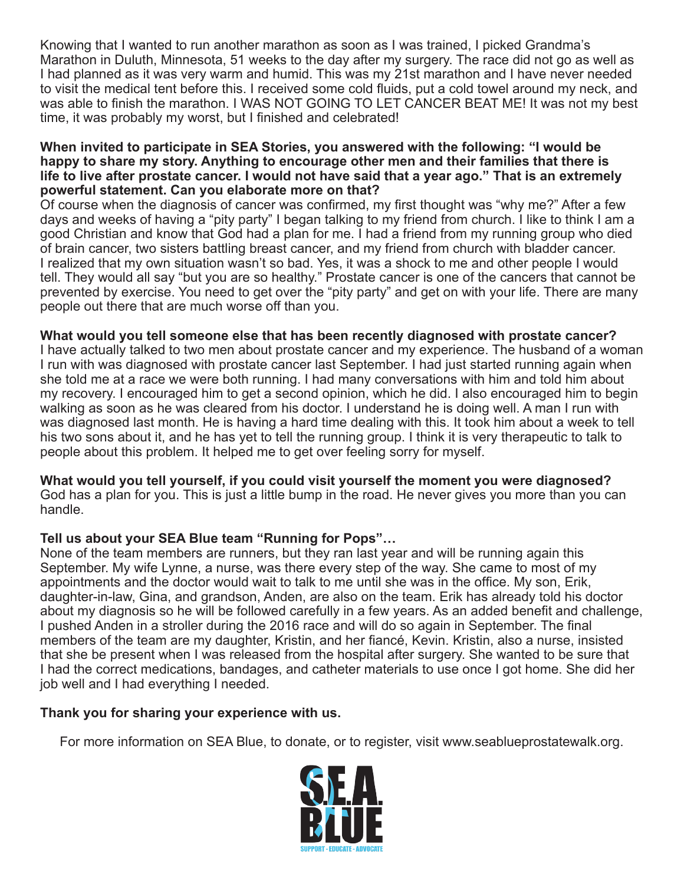Knowing that I wanted to run another marathon as soon as I was trained, I picked Grandma's Marathon in Duluth, Minnesota, 51 weeks to the day after my surgery. The race did not go as well as I had planned as it was very warm and humid. This was my 21st marathon and I have never needed to visit the medical tent before this. I received some cold fluids, put a cold towel around my neck, and was able to finish the marathon. I WAS NOT GOING TO LET CANCER BEAT ME! It was not my best time, it was probably my worst, but I finished and celebrated!

**When invited to participate in SEA Stories, you answered with the following: "I would be happy to share my story. Anything to encourage other men and their families that there is life to live after prostate cancer. I would not have said that a year ago." That is an extremely powerful statement. Can you elaborate more on that?**

Of course when the diagnosis of cancer was confirmed, my first thought was "why me?" After a few days and weeks of having a "pity party" I began talking to my friend from church. I like to think I am a good Christian and know that God had a plan for me. I had a friend from my running group who died of brain cancer, two sisters battling breast cancer, and my friend from church with bladder cancer. I realized that my own situation wasn't so bad. Yes, it was a shock to me and other people I would tell. They would all say "but you are so healthy." Prostate cancer is one of the cancers that cannot be prevented by exercise. You need to get over the "pity party" and get on with your life. There are many people out there that are much worse off than you.

**What would you tell someone else that has been recently diagnosed with prostate cancer?**

I have actually talked to two men about prostate cancer and my experience. The husband of a woman I run with was diagnosed with prostate cancer last September. I had just started running again when she told me at a race we were both running. I had many conversations with him and told him about my recovery. I encouraged him to get a second opinion, which he did. I also encouraged him to begin walking as soon as he was cleared from his doctor. I understand he is doing well. A man I run with was diagnosed last month. He is having a hard time dealing with this. It took him about a week to tell his two sons about it, and he has yet to tell the running group. I think it is very therapeutic to talk to people about this problem. It helped me to get over feeling sorry for myself.

**What would you tell yourself, if you could visit yourself the moment you were diagnosed?**

God has a plan for you. This is just a little bump in the road. He never gives you more than you can handle.

**Tell us about your SEA Blue team "Running for Pops"…**

None of the team members are runners, but they ran last year and will be running again this September. My wife Lynne, a nurse, was there every step of the way. She came to most of my appointments and the doctor would wait to talk to me until she was in the office. My son, Erik, daughter-in-law, Gina, and grandson, Anden, are also on the team. Erik has already told his doctor about my diagnosis so he will be followed carefully in a few years. As an added benefit and challenge, I pushed Anden in a stroller during the 2016 race and will do so again in September. The final members of the team are my daughter, Kristin, and her fiancé, Kevin. Kristin, also a nurse, insisted that she be present when I was released from the hospital after surgery. She wanted to be sure that I had the correct medications, bandages, and catheter materials to use once I got home. She did her job well and I had everything I needed.

**Thank you for sharing your experience with us.**

For more information on SEA Blue, to donate, or to register, visit www.seablueprostatewalk.org.

S.E.A. BLUE

SUPPORT · EDUCATE · ADVOCATE